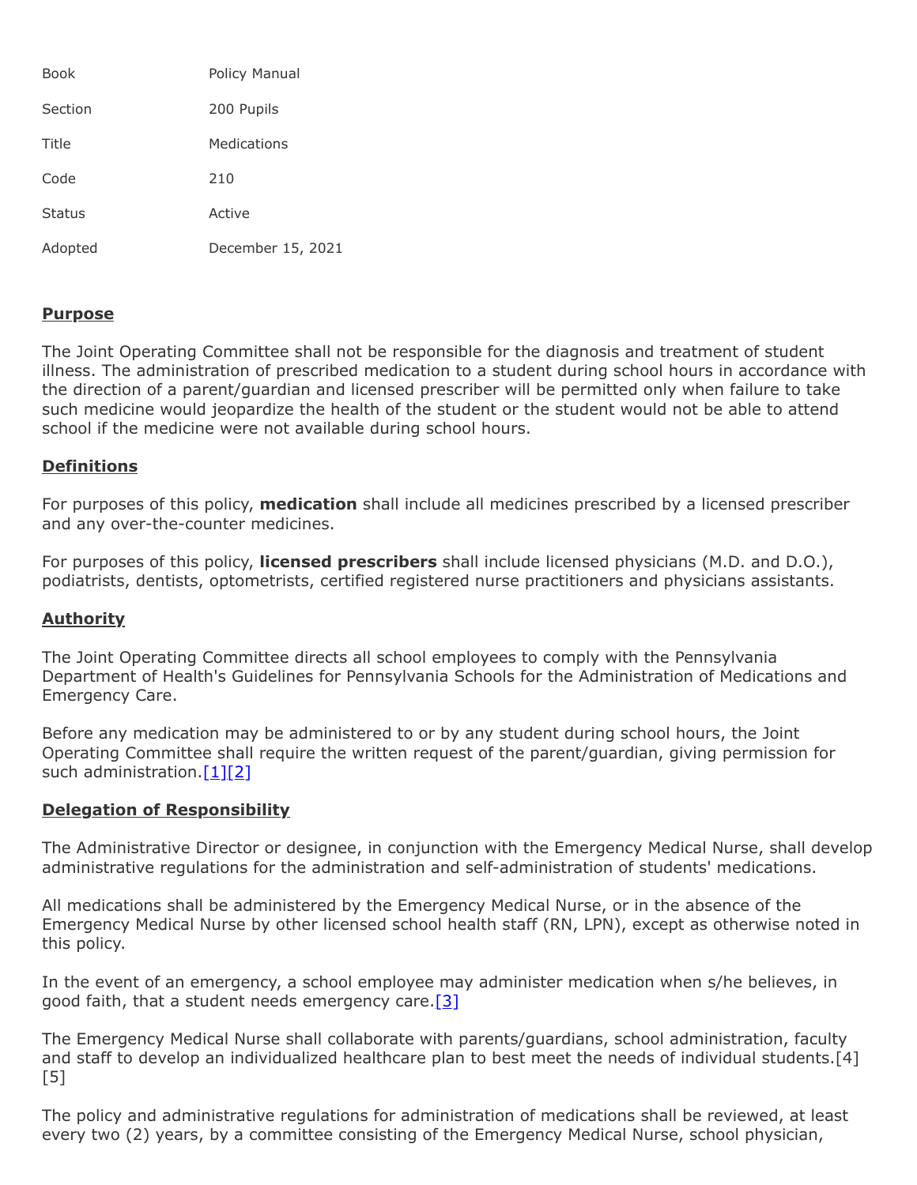| | |
|---|---|
| Book | Policy Manual |
| Section | 200 Pupils |
| Title | Medications |
| Code | 210 |
| Status | Active |
| Adopted | December 15, 2021 |

## Purpose

The Joint Operating Committee shall not be responsible for the diagnosis and treatment of student illness. The administration of prescribed medication to a student during school hours in accordance with the direction of a parent/guardian and licensed prescriber will be permitted only when failure to take such medicine would jeopardize the health of the student or the student would not be able to attend school if the medicine were not available during school hours.

## Definitions

For purposes of this policy, **medication** shall include all medicines prescribed by a licensed prescriber and any over-the-counter medicines.

For purposes of this policy, **licensed prescribers** shall include licensed physicians (M.D. and D.O.), podiatrists, dentists, optometrists, certified registered nurse practitioners and physicians assistants.

## Authority

The Joint Operating Committee directs all school employees to comply with the Pennsylvania Department of Health's Guidelines for Pennsylvania Schools for the Administration of Medications and Emergency Care.

Before any medication may be administered to or by any student during school hours, the Joint Operating Committee shall require the written request of the parent/guardian, giving permission for such administration.[1][2]

## Delegation of Responsibility

The Administrative Director or designee, in conjunction with the Emergency Medical Nurse, shall develop administrative regulations for the administration and self-administration of students' medications.

All medications shall be administered by the Emergency Medical Nurse, or in the absence of the Emergency Medical Nurse by other licensed school health staff (RN, LPN), except as otherwise noted in this policy.

In the event of an emergency, a school employee may administer medication when s/he believes, in good faith, that a student needs emergency care.[3]

The Emergency Medical Nurse shall collaborate with parents/guardians, school administration, faculty and staff to develop an individualized healthcare plan to best meet the needs of individual students.[4][5]

The policy and administrative regulations for administration of medications shall be reviewed, at least every two (2) years, by a committee consisting of the Emergency Medical Nurse, school physician,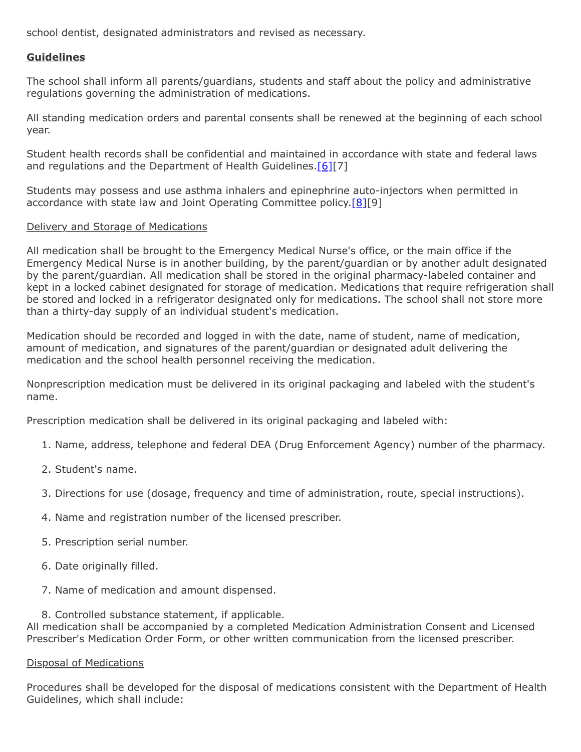school dentist, designated administrators and revised as necessary.

## **Guidelines**

The school shall inform all parents/guardians, students and staff about the policy and administrative regulations governing the administration of medications.

All standing medication orders and parental consents shall be renewed at the beginning of each school year.

Student health records shall be confidential and maintained in accordance with state and federal laws and regulations and the Department of Health Guidelines.[6][7]

Students may possess and use asthma inhalers and epinephrine auto-injectors when permitted in accordance with state law and Joint Operating Committee policy.[8][9]

### Delivery and Storage of Medications

All medication shall be brought to the Emergency Medical Nurse's office, or the main office if the Emergency Medical Nurse is in another building, by the parent/guardian or by another adult designated by the parent/guardian. All medication shall be stored in the original pharmacy-labeled container and kept in a locked cabinet designated for storage of medication. Medications that require refrigeration shall be stored and locked in a refrigerator designated only for medications. The school shall not store more than a thirty-day supply of an individual student's medication.

Medication should be recorded and logged in with the date, name of student, name of medication, amount of medication, and signatures of the parent/guardian or designated adult delivering the medication and the school health personnel receiving the medication.

Nonprescription medication must be delivered in its original packaging and labeled with the student's name.

Prescription medication shall be delivered in its original packaging and labeled with:

1. Name, address, telephone and federal DEA (Drug Enforcement Agency) number of the pharmacy.
2. Student's name.
3. Directions for use (dosage, frequency and time of administration, route, special instructions).
4. Name and registration number of the licensed prescriber.
5. Prescription serial number.
6. Date originally filled.
7. Name of medication and amount dispensed.
8. Controlled substance statement, if applicable.

All medication shall be accompanied by a completed Medication Administration Consent and Licensed Prescriber's Medication Order Form, or other written communication from the licensed prescriber.

### Disposal of Medications

Procedures shall be developed for the disposal of medications consistent with the Department of Health Guidelines, which shall include: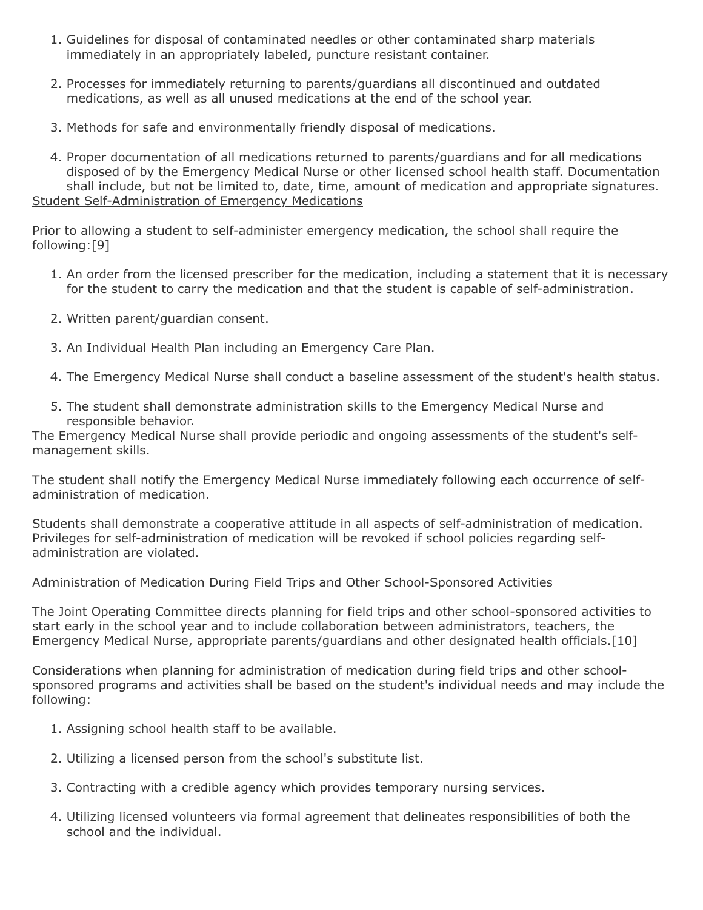1. Guidelines for disposal of contaminated needles or other contaminated sharp materials immediately in an appropriately labeled, puncture resistant container.

2. Processes for immediately returning to parents/guardians all discontinued and outdated medications, as well as all unused medications at the end of the school year.

3. Methods for safe and environmentally friendly disposal of medications.

4. Proper documentation of all medications returned to parents/guardians and for all medications disposed of by the Emergency Medical Nurse or other licensed school health staff. Documentation shall include, but not be limited to, date, time, amount of medication and appropriate signatures.

Student Self-Administration of Emergency Medications

Prior to allowing a student to self-administer emergency medication, the school shall require the following:[9]

1. An order from the licensed prescriber for the medication, including a statement that it is necessary for the student to carry the medication and that the student is capable of self-administration.

2. Written parent/guardian consent.

3. An Individual Health Plan including an Emergency Care Plan.

4. The Emergency Medical Nurse shall conduct a baseline assessment of the student's health status.

5. The student shall demonstrate administration skills to the Emergency Medical Nurse and responsible behavior.

The Emergency Medical Nurse shall provide periodic and ongoing assessments of the student's self-management skills.

The student shall notify the Emergency Medical Nurse immediately following each occurrence of self-administration of medication.

Students shall demonstrate a cooperative attitude in all aspects of self-administration of medication. Privileges for self-administration of medication will be revoked if school policies regarding self-administration are violated.

Administration of Medication During Field Trips and Other School-Sponsored Activities

The Joint Operating Committee directs planning for field trips and other school-sponsored activities to start early in the school year and to include collaboration between administrators, teachers, the Emergency Medical Nurse, appropriate parents/guardians and other designated health officials.[10]

Considerations when planning for administration of medication during field trips and other school-sponsored programs and activities shall be based on the student's individual needs and may include the following:

1. Assigning school health staff to be available.

2. Utilizing a licensed person from the school's substitute list.

3. Contracting with a credible agency which provides temporary nursing services.

4. Utilizing licensed volunteers via formal agreement that delineates responsibilities of both the school and the individual.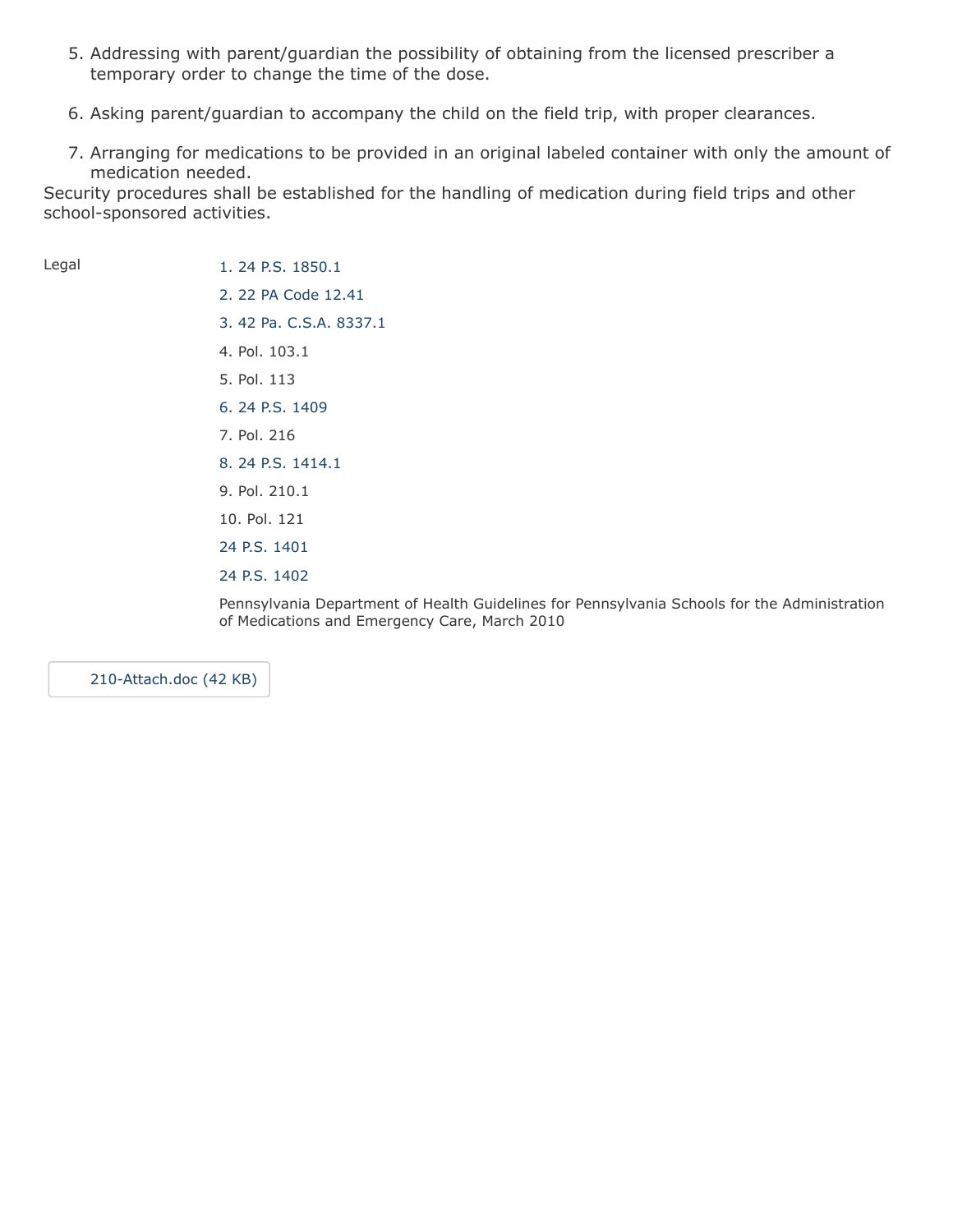5. Addressing with parent/guardian the possibility of obtaining from the licensed prescriber a temporary order to change the time of the dose.

6. Asking parent/guardian to accompany the child on the field trip, with proper clearances.

7. Arranging for medications to be provided in an original labeled container with only the amount of medication needed.

Security procedures shall be established for the handling of medication during field trips and other school-sponsored activities.

Legal

1. 24 P.S. 1850.1
2. 22 PA Code 12.41
3. 42 Pa. C.S.A. 8337.1
4. Pol. 103.1
5. Pol. 113
6. 24 P.S. 1409
7. Pol. 216
8. 24 P.S. 1414.1
9. Pol. 210.1
10. Pol. 121

24 P.S. 1401

24 P.S. 1402

Pennsylvania Department of Health Guidelines for Pennsylvania Schools for the Administration of Medications and Emergency Care, March 2010

210-Attach.doc (42 KB)